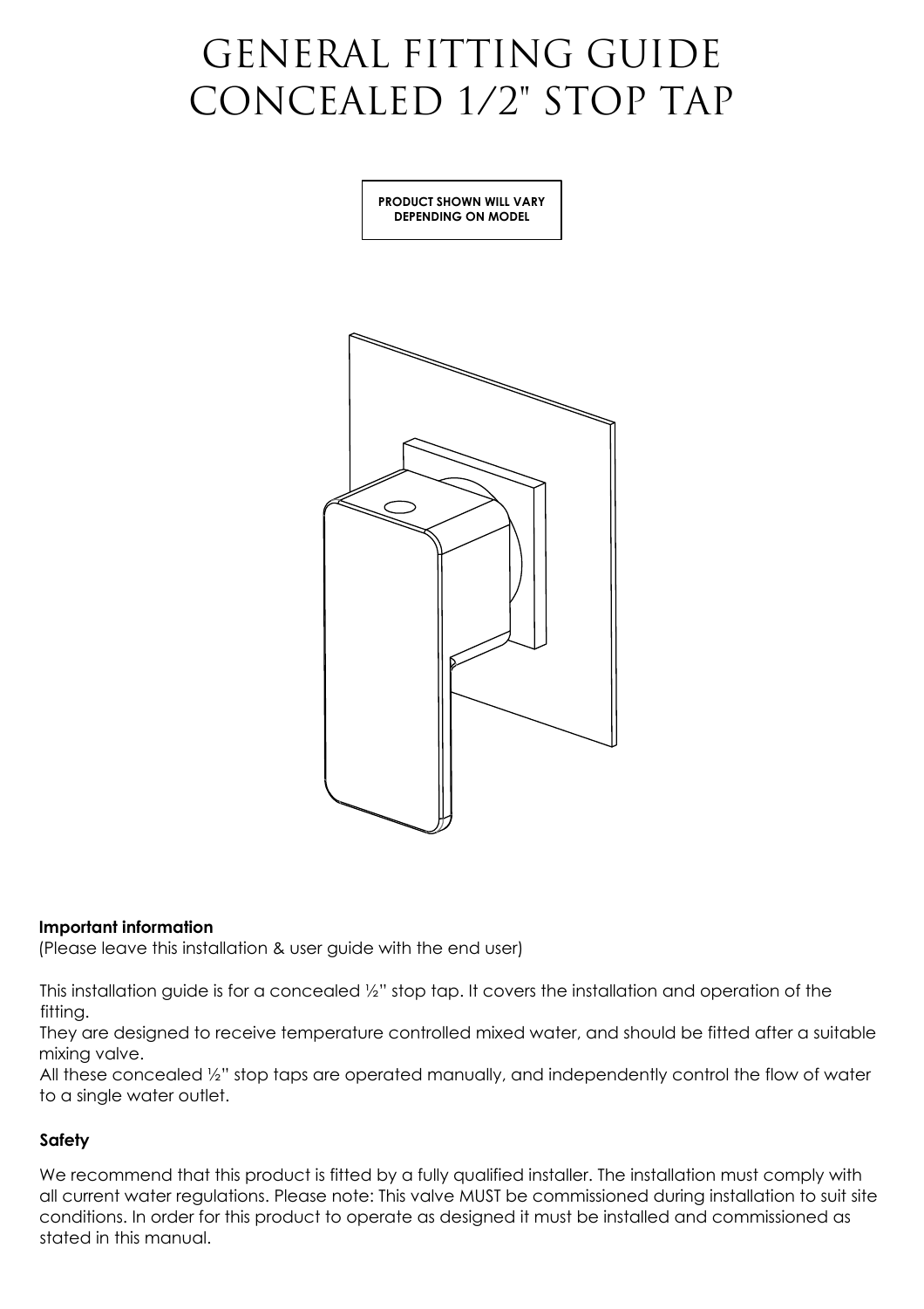# GENERAL FITTING GUIDE CONCEALED 1/2" STOP TAP

**PRODUCT SHOWN WILL VARY DEPENDING ON MODEL**

**Important information**

(Please leave this installation & user guide with the end user)

This installation guide is for a concealed ½" stop tap. It covers the installation and operation of the fitting.

They are designed to receive temperature controlled mixed water, and should be fitted after a suitable mixing valve.

All these concealed ½" stop taps are operated manually, and independently control the flow of water to a single water outlet.

**Safety**

We recommend that this product is fitted by a fully qualified installer. The installation must comply with all current water regulations. Please note: This valve MUST be commissioned during installation to suit site conditions. In order for this product to operate as designed it must be installed and commissioned as stated in this manual.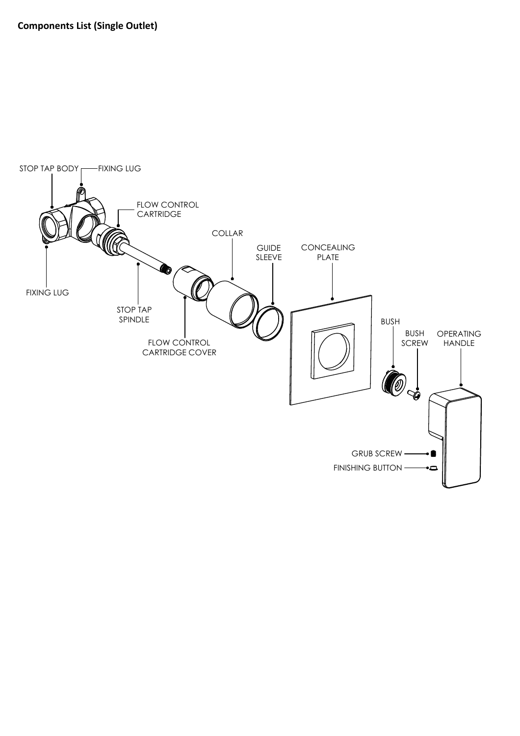**Components List (Single Outlet)**

STOP TAP BODY

FIXING LUG

FLOW CONTROL CARTRIDGE

COLLAR

GUIDE SLEEVE

CONCEALING PLATE

FIXING LUG

STOP TAP SPINDLE

FLOW CONTROL CARTRIDGE COVER

BUSH

BUSH SCREW

OPERATING HANDLE

GRUB SCREW

FINISHING BUTTON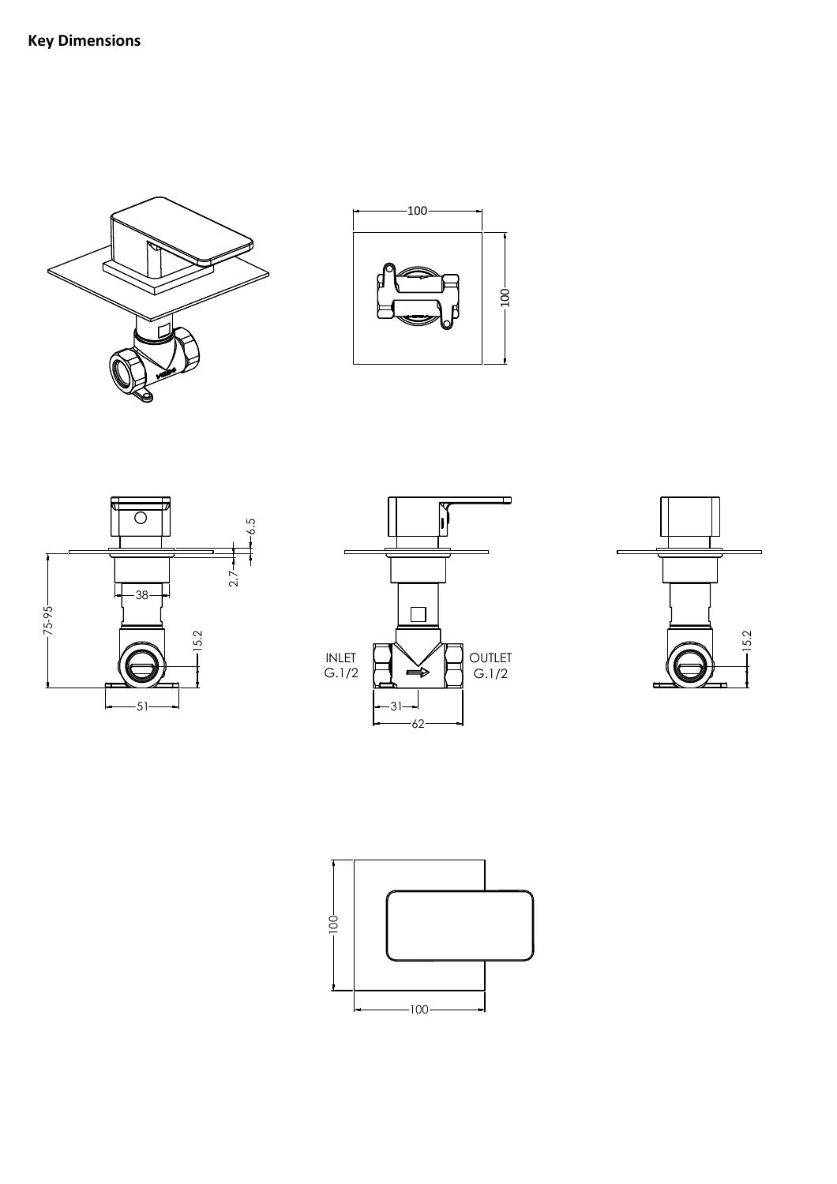**Key Dimensions**

100

100

6.5

2.7

75-95

38

15.2

51

INLET
G.1/2

OUTLET
G.1/2

31

62

15.2

100

100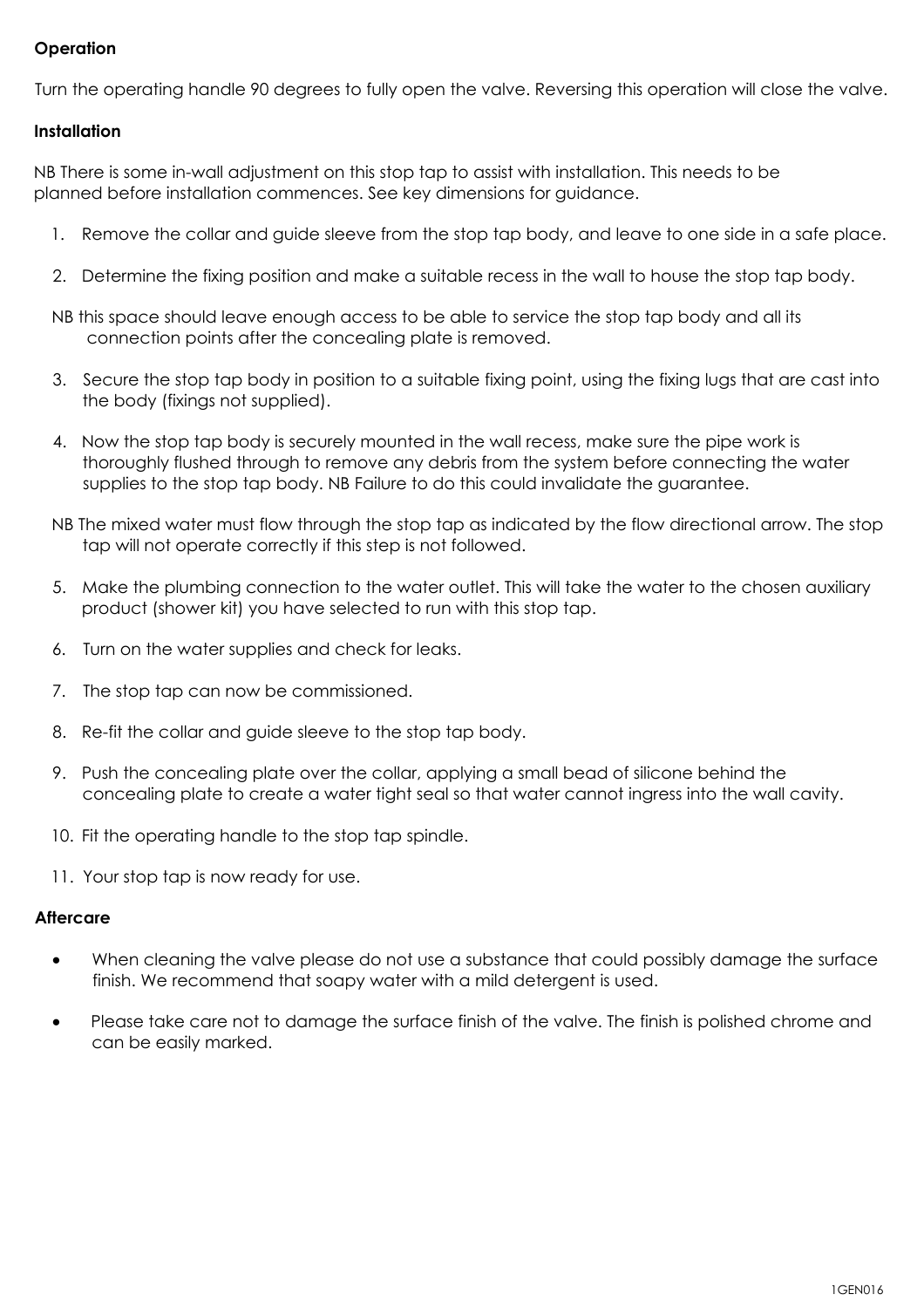**Operation**

Turn the operating handle 90 degrees to fully open the valve. Reversing this operation will close the valve.

**Installation**

NB There is some in-wall adjustment on this stop tap to assist with installation. This needs to be planned before installation commences. See key dimensions for guidance.

1. Remove the collar and guide sleeve from the stop tap body, and leave to one side in a safe place.
2. Determine the fixing position and make a suitable recess in the wall to house the stop tap body.

NB this space should leave enough access to be able to service the stop tap body and all its connection points after the concealing plate is removed.

3. Secure the stop tap body in position to a suitable fixing point, using the fixing lugs that are cast into the body (fixings not supplied).
4. Now the stop tap body is securely mounted in the wall recess, make sure the pipe work is thoroughly flushed through to remove any debris from the system before connecting the water supplies to the stop tap body. NB Failure to do this could invalidate the guarantee.

NB The mixed water must flow through the stop tap as indicated by the flow directional arrow. The stop tap will not operate correctly if this step is not followed.

5. Make the plumbing connection to the water outlet. This will take the water to the chosen auxiliary product (shower kit) you have selected to run with this stop tap.
6. Turn on the water supplies and check for leaks.
7. The stop tap can now be commissioned.
8. Re-fit the collar and guide sleeve to the stop tap body.
9. Push the concealing plate over the collar, applying a small bead of silicone behind the concealing plate to create a water tight seal so that water cannot ingress into the wall cavity.
10. Fit the operating handle to the stop tap spindle.
11. Your stop tap is now ready for use.

**Aftercare**

- When cleaning the valve please do not use a substance that could possibly damage the surface finish. We recommend that soapy water with a mild detergent is used.
- Please take care not to damage the surface finish of the valve. The finish is polished chrome and can be easily marked.

1GEN016